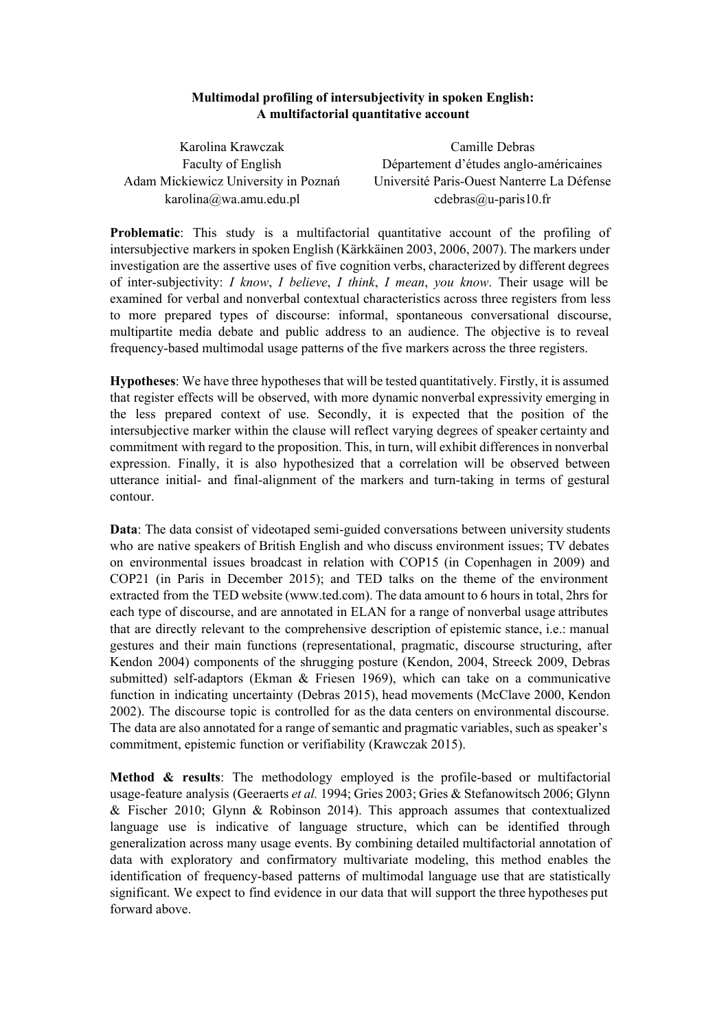**Multimodal profiling of intersubjectivity in spoken English:**
**A multifactorial quantitative account**

| Karolina Krawczak | Camille Debras |
|---|---|
| Faculty of English | Département d'études anglo-américaines |
| Adam Mickiewicz University in Poznań | Université Paris-Ouest Nanterre La Défense |
| karolina@wa.amu.edu.pl | cdebras@u-paris10.fr |

**Problematic**: This study is a multifactorial quantitative account of the profiling of intersubjective markers in spoken English (Kärkkäinen 2003, 2006, 2007). The markers under investigation are the assertive uses of five cognition verbs, characterized by different degrees of inter-subjectivity: *I know*, *I believe*, *I think*, *I mean*, *you know*. Their usage will be examined for verbal and nonverbal contextual characteristics across three registers from less to more prepared types of discourse: informal, spontaneous conversational discourse, multipartite media debate and public address to an audience. The objective is to reveal frequency-based multimodal usage patterns of the five markers across the three registers.

**Hypotheses**: We have three hypotheses that will be tested quantitatively. Firstly, it is assumed that register effects will be observed, with more dynamic nonverbal expressivity emerging in the less prepared context of use. Secondly, it is expected that the position of the intersubjective marker within the clause will reflect varying degrees of speaker certainty and commitment with regard to the proposition. This, in turn, will exhibit differences in nonverbal expression. Finally, it is also hypothesized that a correlation will be observed between utterance initial- and final-alignment of the markers and turn-taking in terms of gestural contour.

**Data**: The data consist of videotaped semi-guided conversations between university students who are native speakers of British English and who discuss environment issues; TV debates on environmental issues broadcast in relation with COP15 (in Copenhagen in 2009) and COP21 (in Paris in December 2015); and TED talks on the theme of the environment extracted from the TED website (www.ted.com). The data amount to 6 hours in total, 2hrs for each type of discourse, and are annotated in ELAN for a range of nonverbal usage attributes that are directly relevant to the comprehensive description of epistemic stance, i.e.: manual gestures and their main functions (representational, pragmatic, discourse structuring, after Kendon 2004) components of the shrugging posture (Kendon, 2004, Streeck 2009, Debras submitted) self-adaptors (Ekman & Friesen 1969), which can take on a communicative function in indicating uncertainty (Debras 2015), head movements (McClave 2000, Kendon 2002). The discourse topic is controlled for as the data centers on environmental discourse. The data are also annotated for a range of semantic and pragmatic variables, such as speaker's commitment, epistemic function or verifiability (Krawczak 2015).

**Method & results**: The methodology employed is the profile-based or multifactorial usage-feature analysis (Geeraerts *et al.* 1994; Gries 2003; Gries & Stefanowitsch 2006; Glynn & Fischer 2010; Glynn & Robinson 2014). This approach assumes that contextualized language use is indicative of language structure, which can be identified through generalization across many usage events. By combining detailed multifactorial annotation of data with exploratory and confirmatory multivariate modeling, this method enables the identification of frequency-based patterns of multimodal language use that are statistically significant. We expect to find evidence in our data that will support the three hypotheses put forward above.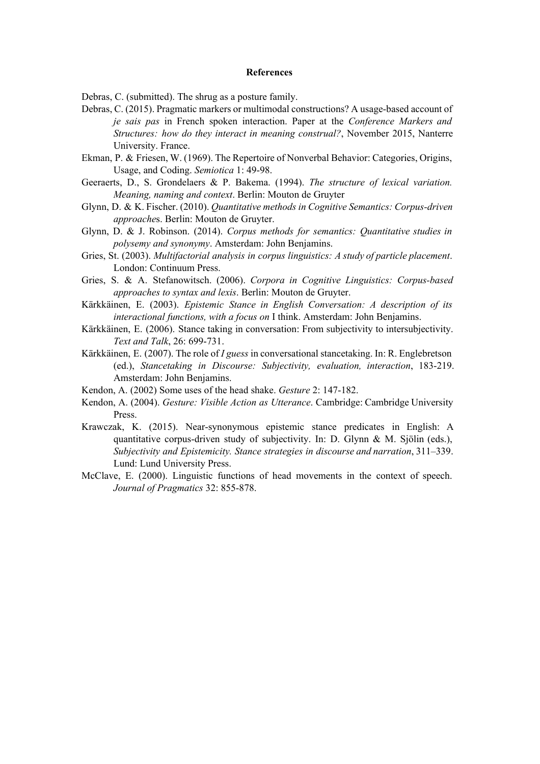**References**

Debras, C. (submitted). The shrug as a posture family.

Debras, C. (2015). Pragmatic markers or multimodal constructions? A usage-based account of *je sais pas* in French spoken interaction. Paper at the *Conference Markers and Structures: how do they interact in meaning construal?*, November 2015, Nanterre University. France.

Ekman, P. & Friesen, W. (1969). The Repertoire of Nonverbal Behavior: Categories, Origins, Usage, and Coding. *Semiotica* 1: 49-98.

Geeraerts, D., S. Grondelaers & P. Bakema. (1994). *The structure of lexical variation. Meaning, naming and context*. Berlin: Mouton de Gruyter

Glynn, D. & K. Fischer. (2010). *Quantitative methods in Cognitive Semantics: Corpus-driven approache*s. Berlin: Mouton de Gruyter.

Glynn, D. & J. Robinson. (2014). *Corpus methods for semantics: Quantitative studies in polysemy and synonymy*. Amsterdam: John Benjamins.

Gries, St. (2003). *Multifactorial analysis in corpus linguistics: A study of particle placement*. London: Continuum Press.

Gries, S. & A. Stefanowitsch. (2006). *Corpora in Cognitive Linguistics: Corpus-based approaches to syntax and lexis*. Berlin: Mouton de Gruyter.

Kärkkäinen, E. (2003). *Epistemic Stance in English Conversation: A description of its interactional functions, with a focus on* I think. Amsterdam: John Benjamins.

Kärkkäinen, E. (2006). Stance taking in conversation: From subjectivity to intersubjectivity. *Text and Talk*, 26: 699-731.

Kärkkäinen, E. (2007). The role of *I guess* in conversational stancetaking. In: R. Englebretson (ed.), *Stancetaking in Discourse: Subjectivity, evaluation, interaction*, 183-219. Amsterdam: John Benjamins.

Kendon, A. (2002) Some uses of the head shake. *Gesture* 2: 147-182.

Kendon, A. (2004). *Gesture: Visible Action as Utterance*. Cambridge: Cambridge University Press.

Krawczak, K. (2015). Near-synonymous epistemic stance predicates in English: A quantitative corpus-driven study of subjectivity. In: D. Glynn & M. Sjölin (eds.), *Subjectivity and Epistemicity. Stance strategies in discourse and narration*, 311–339. Lund: Lund University Press.

McClave, E. (2000). Linguistic functions of head movements in the context of speech. *Journal of Pragmatics* 32: 855-878.